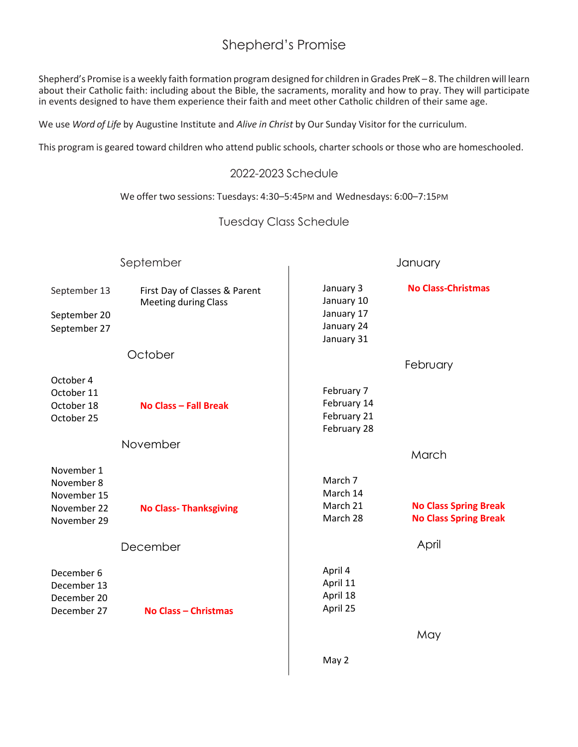# Shepherd's Promise

Shepherd's Promise is a weekly faith formation program designed for children in Grades PreK – 8. The children will learn about their Catholic faith: including about the Bible, the sacraments, morality and how to pray. They will participate in events designed to have them experience their faith and meet other Catholic children of their same age.

We use *Word of Life* by Augustine Institute and *Alive in Christ* by Our Sunday Visitor for the curriculum.

This program is geared toward children who attend public schools, charter schools or those who are homeschooled.

## 2022-2023 Schedule

We offer two sessions: Tuesdays: 4:30–5:45PM and Wednesdays: 6:00–7:15PM

### Tuesday Class Schedule

#### September

September 13 — First Day of Classes & Parent Meeting during Class
September 20
September 27

#### October

October 4
October 11
October 18 — **No Class – Fall Break**
October 25

#### November

November 1
November 8
November 15
November 22 — **No Class- Thanksgiving**
November 29

#### December

December 6
December 13
December 20
December 27 — **No Class – Christmas**

#### January

January 3 — **No Class-Christmas**
January 10
January 17
January 24
January 31

#### February

February 7
February 14
February 21
February 28

#### March

March 7
March 14
March 21 — **No Class Spring Break**
March 28 — **No Class Spring Break**

#### April

April 4
April 11
April 18
April 25

#### May

May 2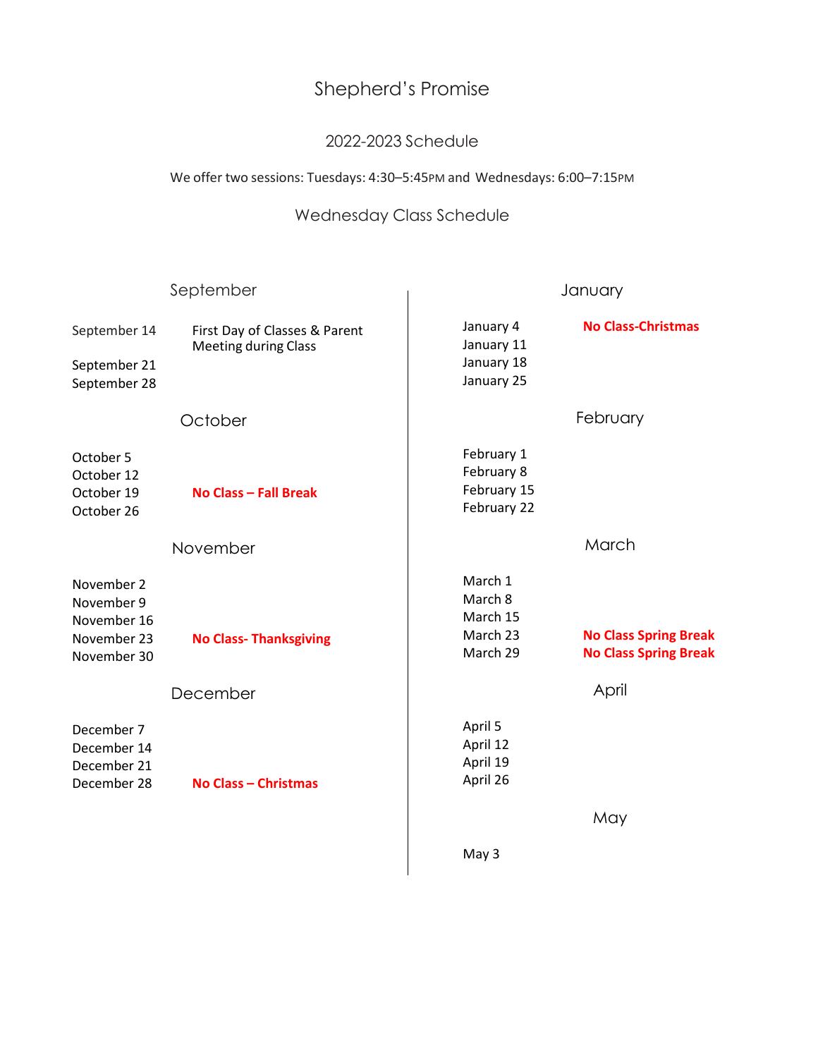# Shepherd's Promise

## 2022-2023 Schedule

We offer two sessions: Tuesdays: 4:30–5:45PM and Wednesdays: 6:00–7:15PM

## Wednesday Class Schedule

### September

| | |
|---|---|
| September 14 | First Day of Classes & Parent Meeting during Class |
| September 21 | |
| September 28 | |

### October

| | |
|---|---|
| October 5 | |
| October 12 | |
| October 19 | **No Class – Fall Break** |
| October 26 | |

### November

| | |
|---|---|
| November 2 | |
| November 9 | |
| November 16 | |
| November 23 | **No Class- Thanksgiving** |
| November 30 | |

### December

| | |
|---|---|
| December 7 | |
| December 14 | |
| December 21 | |
| December 28 | **No Class – Christmas** |

### January

| | |
|---|---|
| January 4 | **No Class-Christmas** |
| January 11 | |
| January 18 | |
| January 25 | |

### February

| | |
|---|---|
| February 1 | |
| February 8 | |
| February 15 | |
| February 22 | |

### March

| | |
|---|---|
| March 1 | |
| March 8 | |
| March 15 | |
| March 23 | **No Class Spring Break** |
| March 29 | **No Class Spring Break** |

### April

| | |
|---|---|
| April 5 | |
| April 12 | |
| April 19 | |
| April 26 | |

### May

May 3